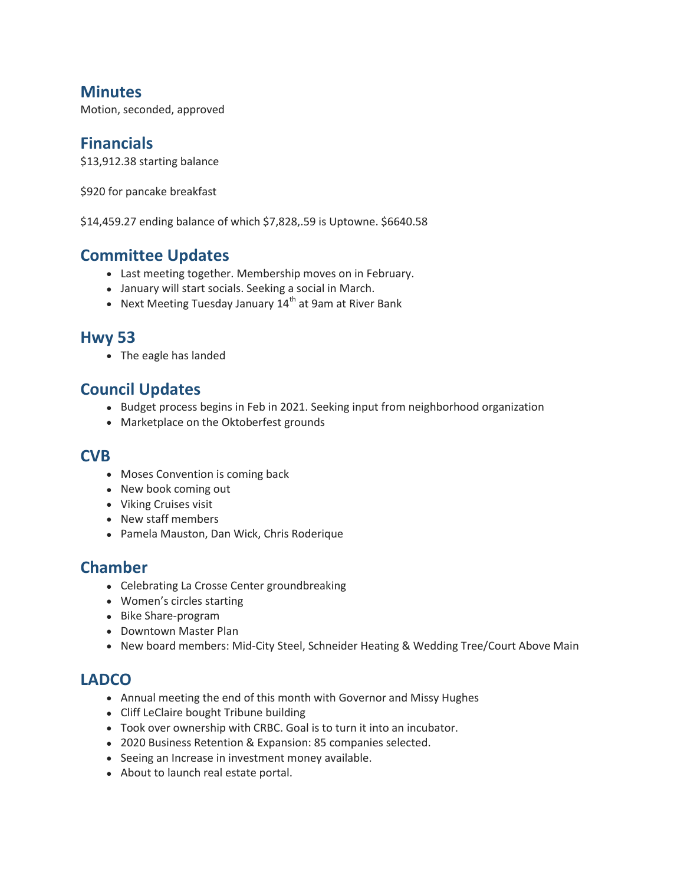## Minutes

Motion, seconded, approved

## Financials

$13,912.38 starting balance

$920 for pancake breakfast

$14,459.27 ending balance of which $7,828,.59 is Uptowne. $6640.58

## Committee Updates

- Last meeting together. Membership moves on in February.
- January will start socials. Seeking a social in March.
- Next Meeting Tuesday January 14th at 9am at River Bank

## Hwy 53

- The eagle has landed

## Council Updates

- Budget process begins in Feb in 2021. Seeking input from neighborhood organization
- Marketplace on the Oktoberfest grounds

## CVB

- Moses Convention is coming back
- New book coming out
- Viking Cruises visit
- New staff members
- Pamela Mauston, Dan Wick, Chris Roderique

## Chamber

- Celebrating La Crosse Center groundbreaking
- Women's circles starting
- Bike Share-program
- Downtown Master Plan
- New board members: Mid-City Steel, Schneider Heating & Wedding Tree/Court Above Main

## LADCO

- Annual meeting the end of this month with Governor and Missy Hughes
- Cliff LeClaire bought Tribune building
- Took over ownership with CRBC. Goal is to turn it into an incubator.
- 2020 Business Retention & Expansion: 85 companies selected.
- Seeing an Increase in investment money available.
- About to launch real estate portal.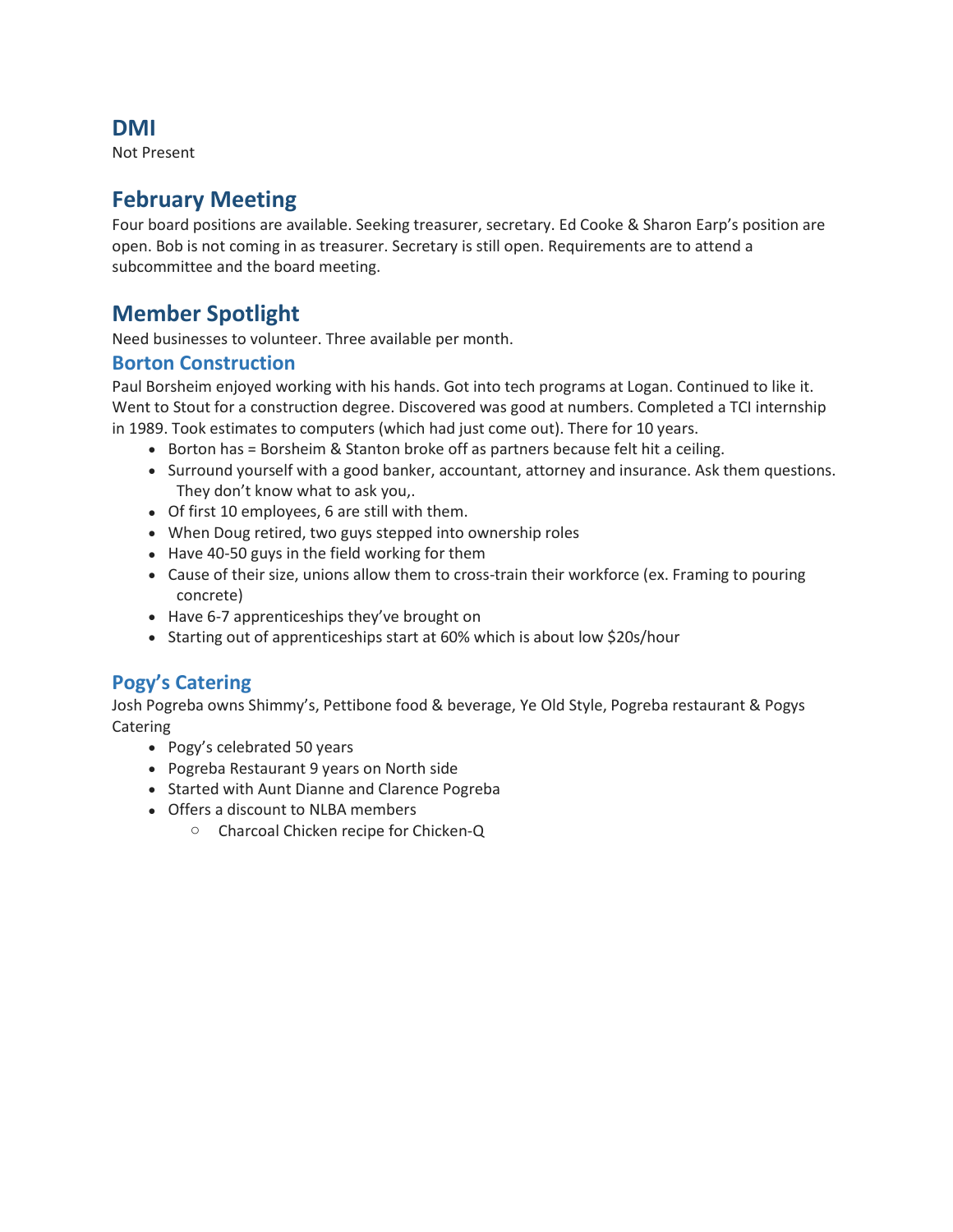## DMI

Not Present

## February Meeting

Four board positions are available. Seeking treasurer, secretary. Ed Cooke & Sharon Earp's position are open. Bob is not coming in as treasurer. Secretary is still open. Requirements are to attend a subcommittee and the board meeting.

## Member Spotlight

Need businesses to volunteer. Three available per month.

### Borton Construction

Paul Borsheim enjoyed working with his hands. Got into tech programs at Logan. Continued to like it. Went to Stout for a construction degree. Discovered was good at numbers. Completed a TCI internship in 1989. Took estimates to computers (which had just come out). There for 10 years.

- Borton has = Borsheim & Stanton broke off as partners because felt hit a ceiling.
- Surround yourself with a good banker, accountant, attorney and insurance. Ask them questions. They don't know what to ask you,.
- Of first 10 employees, 6 are still with them.
- When Doug retired, two guys stepped into ownership roles
- Have 40-50 guys in the field working for them
- Cause of their size, unions allow them to cross-train their workforce (ex. Framing to pouring concrete)
- Have 6-7 apprenticeships they've brought on
- Starting out of apprenticeships start at 60% which is about low $20s/hour

### Pogy's Catering

Josh Pogreba owns Shimmy's, Pettibone food & beverage, Ye Old Style, Pogreba restaurant & Pogys Catering

- Pogy's celebrated 50 years
- Pogreba Restaurant 9 years on North side
- Started with Aunt Dianne and Clarence Pogreba
- Offers a discount to NLBA members
  - Charcoal Chicken recipe for Chicken-Q